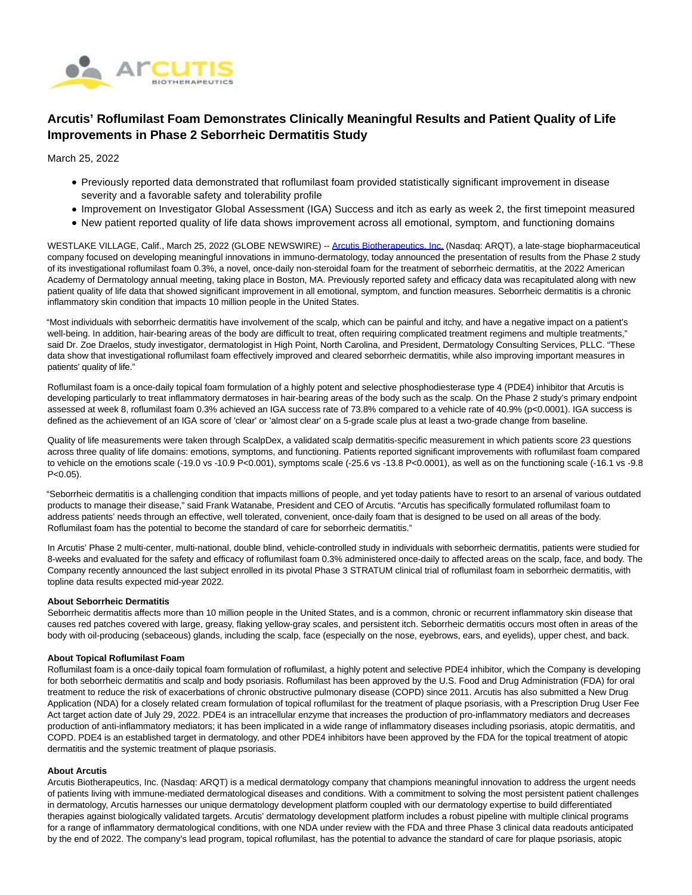# Arcutis' Roflumilast Foam Demonstrates Clinically Meaningful Results and Patient Quality of Life Improvements in Phase 2 Seborrheic Dermatitis Study

March 25, 2022

- Previously reported data demonstrated that roflumilast foam provided statistically significant improvement in disease severity and a favorable safety and tolerability profile
- Improvement on Investigator Global Assessment (IGA) Success and itch as early as week 2, the first timepoint measured
- New patient reported quality of life data shows improvement across all emotional, symptom, and functioning domains

WESTLAKE VILLAGE, Calif., March 25, 2022 (GLOBE NEWSWIRE) -- Arcutis Biotherapeutics, Inc. (Nasdaq: ARQT), a late-stage biopharmaceutical company focused on developing meaningful innovations in immuno-dermatology, today announced the presentation of results from the Phase 2 study of its investigational roflumilast foam 0.3%, a novel, once-daily non-steroidal foam for the treatment of seborrheic dermatitis, at the 2022 American Academy of Dermatology annual meeting, taking place in Boston, MA. Previously reported safety and efficacy data was recapitulated along with new patient quality of life data that showed significant improvement in all emotional, symptom, and function measures. Seborrheic dermatitis is a chronic inflammatory skin condition that impacts 10 million people in the United States.

"Most individuals with seborrheic dermatitis have involvement of the scalp, which can be painful and itchy, and have a negative impact on a patient's well-being. In addition, hair-bearing areas of the body are difficult to treat, often requiring complicated treatment regimens and multiple treatments," said Dr. Zoe Draelos, study investigator, dermatologist in High Point, North Carolina, and President, Dermatology Consulting Services, PLLC. "These data show that investigational roflumilast foam effectively improved and cleared seborrheic dermatitis, while also improving important measures in patients' quality of life."

Roflumilast foam is a once-daily topical foam formulation of a highly potent and selective phosphodiesterase type 4 (PDE4) inhibitor that Arcutis is developing particularly to treat inflammatory dermatoses in hair-bearing areas of the body such as the scalp. On the Phase 2 study's primary endpoint assessed at week 8, roflumilast foam 0.3% achieved an IGA success rate of 73.8% compared to a vehicle rate of 40.9% ($p<0.0001$). IGA success is defined as the achievement of an IGA score of 'clear' or 'almost clear' on a 5-grade scale plus at least a two-grade change from baseline.

Quality of life measurements were taken through ScalpDex, a validated scalp dermatitis-specific measurement in which patients score 23 questions across three quality of life domains: emotions, symptoms, and functioning. Patients reported significant improvements with roflumilast foam compared to vehicle on the emotions scale (-19.0 vs -10.9 $P<0.001$), symptoms scale (-25.6 vs -13.8 $P<0.0001$), as well as on the functioning scale (-16.1 vs -9.8 $P<0.05$).

"Seborrheic dermatitis is a challenging condition that impacts millions of people, and yet today patients have to resort to an arsenal of various outdated products to manage their disease," said Frank Watanabe, President and CEO of Arcutis. "Arcutis has specifically formulated roflumilast foam to address patients' needs through an effective, well tolerated, convenient, once-daily foam that is designed to be used on all areas of the body. Roflumilast foam has the potential to become the standard of care for seborrheic dermatitis."

In Arcutis' Phase 2 multi-center, multi-national, double blind, vehicle-controlled study in individuals with seborrheic dermatitis, patients were studied for 8-weeks and evaluated for the safety and efficacy of roflumilast foam 0.3% administered once-daily to affected areas on the scalp, face, and body. The Company recently announced the last subject enrolled in its pivotal Phase 3 STRATUM clinical trial of roflumilast foam in seborrheic dermatitis, with topline data results expected mid-year 2022.

**About Seborrheic Dermatitis**

Seborrheic dermatitis affects more than 10 million people in the United States, and is a common, chronic or recurrent inflammatory skin disease that causes red patches covered with large, greasy, flaking yellow-gray scales, and persistent itch. Seborrheic dermatitis occurs most often in areas of the body with oil-producing (sebaceous) glands, including the scalp, face (especially on the nose, eyebrows, ears, and eyelids), upper chest, and back.

**About Topical Roflumilast Foam**

Roflumilast foam is a once-daily topical foam formulation of roflumilast, a highly potent and selective PDE4 inhibitor, which the Company is developing for both seborrheic dermatitis and scalp and body psoriasis. Roflumilast has been approved by the U.S. Food and Drug Administration (FDA) for oral treatment to reduce the risk of exacerbations of chronic obstructive pulmonary disease (COPD) since 2011. Arcutis has also submitted a New Drug Application (NDA) for a closely related cream formulation of topical roflumilast for the treatment of plaque psoriasis, with a Prescription Drug User Fee Act target action date of July 29, 2022. PDE4 is an intracellular enzyme that increases the production of pro-inflammatory mediators and decreases production of anti-inflammatory mediators; it has been implicated in a wide range of inflammatory diseases including psoriasis, atopic dermatitis, and COPD. PDE4 is an established target in dermatology, and other PDE4 inhibitors have been approved by the FDA for the topical treatment of atopic dermatitis and the systemic treatment of plaque psoriasis.

**About Arcutis**

Arcutis Biotherapeutics, Inc. (Nasdaq: ARQT) is a medical dermatology company that champions meaningful innovation to address the urgent needs of patients living with immune-mediated dermatological diseases and conditions. With a commitment to solving the most persistent patient challenges in dermatology, Arcutis harnesses our unique dermatology development platform coupled with our dermatology expertise to build differentiated therapies against biologically validated targets. Arcutis' dermatology development platform includes a robust pipeline with multiple clinical programs for a range of inflammatory dermatological conditions, with one NDA under review with the FDA and three Phase 3 clinical data readouts anticipated by the end of 2022. The company's lead program, topical roflumilast, has the potential to advance the standard of care for plaque psoriasis, atopic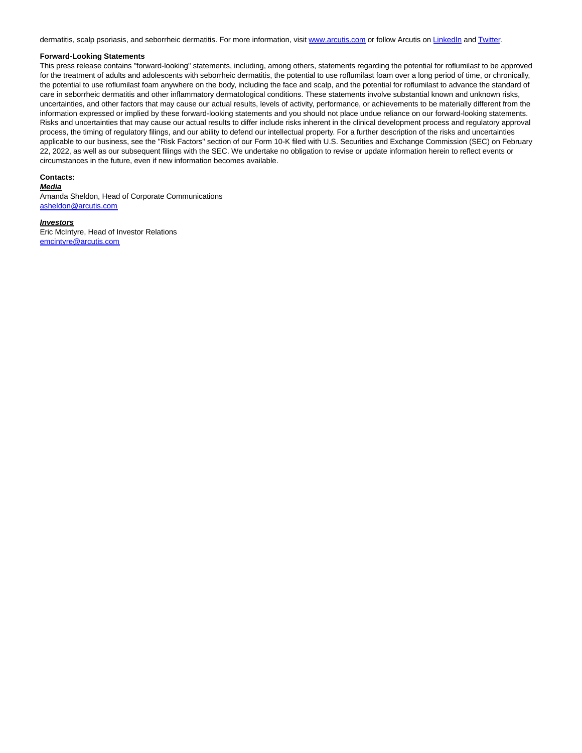dermatitis, scalp psoriasis, and seborrheic dermatitis. For more information, visit [www.arcutis.com](http://www.arcutis.com) or follow Arcutis on [LinkedIn]() and [Twitter]().

**Forward-Looking Statements**

This press release contains "forward-looking" statements, including, among others, statements regarding the potential for roflumilast to be approved for the treatment of adults and adolescents with seborrheic dermatitis, the potential to use roflumilast foam over a long period of time, or chronically, the potential to use roflumilast foam anywhere on the body, including the face and scalp, and the potential for roflumilast to advance the standard of care in seborrheic dermatitis and other inflammatory dermatological conditions. These statements involve substantial known and unknown risks, uncertainties, and other factors that may cause our actual results, levels of activity, performance, or achievements to be materially different from the information expressed or implied by these forward-looking statements and you should not place undue reliance on our forward-looking statements. Risks and uncertainties that may cause our actual results to differ include risks inherent in the clinical development process and regulatory approval process, the timing of regulatory filings, and our ability to defend our intellectual property. For a further description of the risks and uncertainties applicable to our business, see the "Risk Factors" section of our Form 10-K filed with U.S. Securities and Exchange Commission (SEC) on February 22, 2022, as well as our subsequent filings with the SEC. We undertake no obligation to revise or update information herein to reflect events or circumstances in the future, even if new information becomes available.

**Contacts:**

***Media***

Amanda Sheldon, Head of Corporate Communications
[asheldon@arcutis.com](mailto:asheldon@arcutis.com)

***Investors***

Eric McIntyre, Head of Investor Relations
[emcintyre@arcutis.com](mailto:emcintyre@arcutis.com)